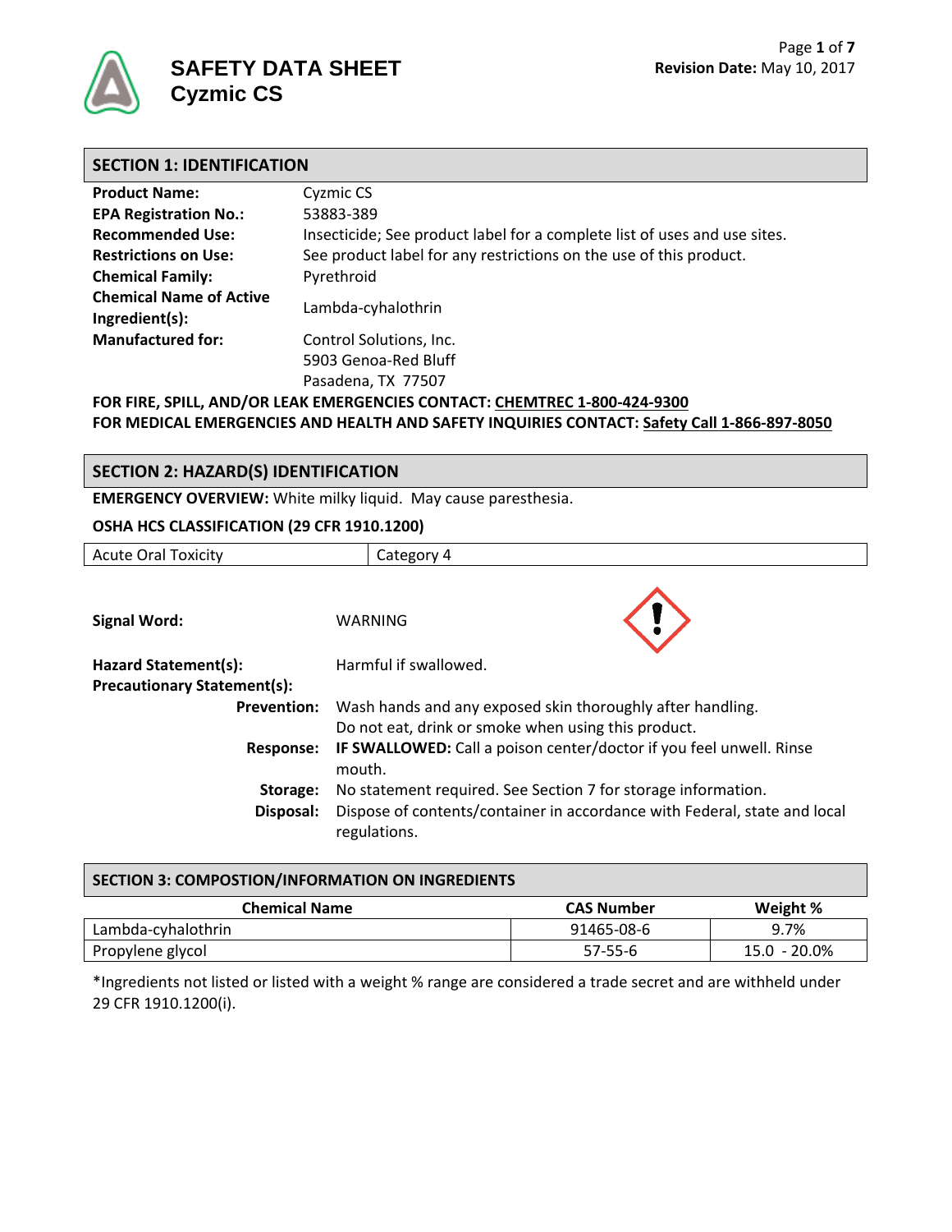# SAFETY DATA SHEET
# Cyzmic CS

Revision Date: May 10, 2017

## SECTION 1: IDENTIFICATION

| | |
|---|---|
| **Product Name:** | Cyzmic CS |
| **EPA Registration No.:** | 53883-389 |
| **Recommended Use:** | Insecticide; See product label for a complete list of uses and use sites. |
| **Restrictions on Use:** | See product label for any restrictions on the use of this product. |
| **Chemical Family:** | Pyrethroid |
| **Chemical Name of Active Ingredient(s):** | Lambda-cyhalothrin |
| **Manufactured for:** | Control Solutions, Inc.<br>5903 Genoa-Red Bluff<br>Pasadena, TX 77507 |

**FOR FIRE, SPILL, AND/OR LEAK EMERGENCIES CONTACT: CHEMTREC 1-800-424-9300**
**FOR MEDICAL EMERGENCIES AND HEALTH AND SAFETY INQUIRIES CONTACT: Safety Call 1-866-897-8050**

## SECTION 2: HAZARD(S) IDENTIFICATION

**EMERGENCY OVERVIEW:** White milky liquid. May cause paresthesia.

**OSHA HCS CLASSIFICATION (29 CFR 1910.1200)**

| | |
|---|---|
| Acute Oral Toxicity | Category 4 |

**Signal Word:** WARNING

**Hazard Statement(s):** Harmful if swallowed.

**Precautionary Statement(s):**

**Prevention:** Wash hands and any exposed skin thoroughly after handling. Do not eat, drink or smoke when using this product.

**Response:** **IF SWALLOWED:** Call a poison center/doctor if you feel unwell. Rinse mouth.

**Storage:** No statement required. See Section 7 for storage information.

**Disposal:** Dispose of contents/container in accordance with Federal, state and local regulations.

## SECTION 3: COMPOSTION/INFORMATION ON INGREDIENTS

| Chemical Name | CAS Number | Weight % |
|---|---|---|
| Lambda-cyhalothrin | 91465-08-6 | 9.7% |
| Propylene glycol | 57-55-6 | 15.0 - 20.0% |

*Ingredients not listed or listed with a weight % range are considered a trade secret and are withheld under 29 CFR 1910.1200(i).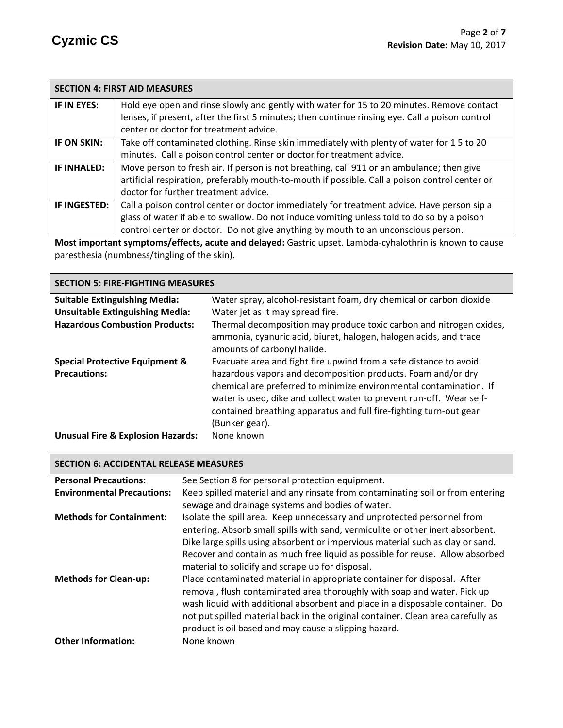## SECTION 4: FIRST AID MEASURES

| | |
|---|---|
| **IF IN EYES:** | Hold eye open and rinse slowly and gently with water for 15 to 20 minutes. Remove contact lenses, if present, after the first 5 minutes; then continue rinsing eye. Call a poison control center or doctor for treatment advice. |
| **IF ON SKIN:** | Take off contaminated clothing. Rinse skin immediately with plenty of water for 1 5 to 20 minutes. Call a poison control center or doctor for treatment advice. |
| **IF INHALED:** | Move person to fresh air. If person is not breathing, call 911 or an ambulance; then give artificial respiration, preferably mouth-to-mouth if possible. Call a poison control center or doctor for further treatment advice. |
| **IF INGESTED:** | Call a poison control center or doctor immediately for treatment advice. Have person sip a glass of water if able to swallow. Do not induce vomiting unless told to do so by a poison control center or doctor. Do not give anything by mouth to an unconscious person. |

**Most important symptoms/effects, acute and delayed:** Gastric upset. Lambda-cyhalothrin is known to cause paresthesia (numbness/tingling of the skin).

## SECTION 5: FIRE-FIGHTING MEASURES

**Suitable Extinguishing Media:** Water spray, alcohol-resistant foam, dry chemical or carbon dioxide

**Unsuitable Extinguishing Media:** Water jet as it may spread fire.

**Hazardous Combustion Products:** Thermal decomposition may produce toxic carbon and nitrogen oxides, ammonia, cyanuric acid, biuret, halogen, halogen acids, and trace amounts of carbonyl halide.

**Special Protective Equipment & Precautions:** Evacuate area and fight fire upwind from a safe distance to avoid hazardous vapors and decomposition products. Foam and/or dry chemical are preferred to minimize environmental contamination. If water is used, dike and collect water to prevent run-off. Wear self-contained breathing apparatus and full fire-fighting turn-out gear (Bunker gear).

**Unusual Fire & Explosion Hazards:** None known

## SECTION 6: ACCIDENTAL RELEASE MEASURES

**Personal Precautions:** See Section 8 for personal protection equipment.

**Environmental Precautions:** Keep spilled material and any rinsate from contaminating soil or from entering sewage and drainage systems and bodies of water.

**Methods for Containment:** Isolate the spill area. Keep unnecessary and unprotected personnel from entering. Absorb small spills with sand, vermiculite or other inert absorbent. Dike large spills using absorbent or impervious material such as clay or sand. Recover and contain as much free liquid as possible for reuse. Allow absorbed material to solidify and scrape up for disposal.

**Methods for Clean-up:** Place contaminated material in appropriate container for disposal. After removal, flush contaminated area thoroughly with soap and water. Pick up wash liquid with additional absorbent and place in a disposable container. Do not put spilled material back in the original container. Clean area carefully as product is oil based and may cause a slipping hazard.

**Other Information:** None known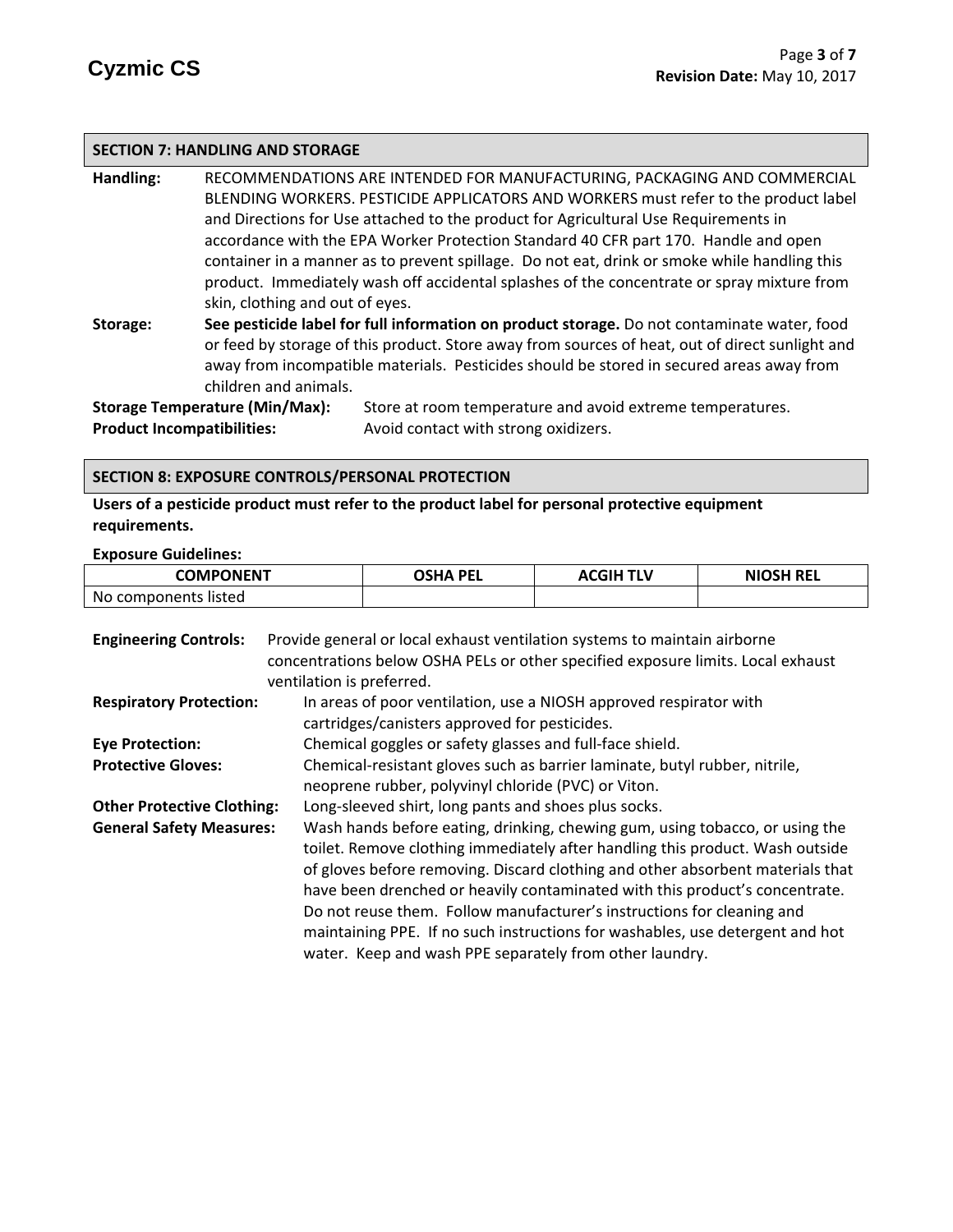## SECTION 7: HANDLING AND STORAGE

**Handling:** RECOMMENDATIONS ARE INTENDED FOR MANUFACTURING, PACKAGING AND COMMERCIAL BLENDING WORKERS. PESTICIDE APPLICATORS AND WORKERS must refer to the product label and Directions for Use attached to the product for Agricultural Use Requirements in accordance with the EPA Worker Protection Standard 40 CFR part 170. Handle and open container in a manner as to prevent spillage. Do not eat, drink or smoke while handling this product. Immediately wash off accidental splashes of the concentrate or spray mixture from skin, clothing and out of eyes.

**Storage:** **See pesticide label for full information on product storage.** Do not contaminate water, food or feed by storage of this product. Store away from sources of heat, out of direct sunlight and away from incompatible materials. Pesticides should be stored in secured areas away from children and animals.

**Storage Temperature (Min/Max):** Store at room temperature and avoid extreme temperatures.

**Product Incompatibilities:** Avoid contact with strong oxidizers.

## SECTION 8: EXPOSURE CONTROLS/PERSONAL PROTECTION

**Users of a pesticide product must refer to the product label for personal protective equipment requirements.**

**Exposure Guidelines:**

| COMPONENT | OSHA PEL | ACGIH TLV | NIOSH REL |
|---|---|---|---|
| No components listed | | | |

**Engineering Controls:** Provide general or local exhaust ventilation systems to maintain airborne concentrations below OSHA PELs or other specified exposure limits. Local exhaust ventilation is preferred.

**Respiratory Protection:** In areas of poor ventilation, use a NIOSH approved respirator with cartridges/canisters approved for pesticides.

**Eye Protection:** Chemical goggles or safety glasses and full-face shield.

**Protective Gloves:** Chemical-resistant gloves such as barrier laminate, butyl rubber, nitrile, neoprene rubber, polyvinyl chloride (PVC) or Viton.

**Other Protective Clothing:** Long-sleeved shirt, long pants and shoes plus socks.

**General Safety Measures:** Wash hands before eating, drinking, chewing gum, using tobacco, or using the toilet. Remove clothing immediately after handling this product. Wash outside of gloves before removing. Discard clothing and other absorbent materials that have been drenched or heavily contaminated with this product's concentrate. Do not reuse them. Follow manufacturer's instructions for cleaning and maintaining PPE. If no such instructions for washables, use detergent and hot water. Keep and wash PPE separately from other laundry.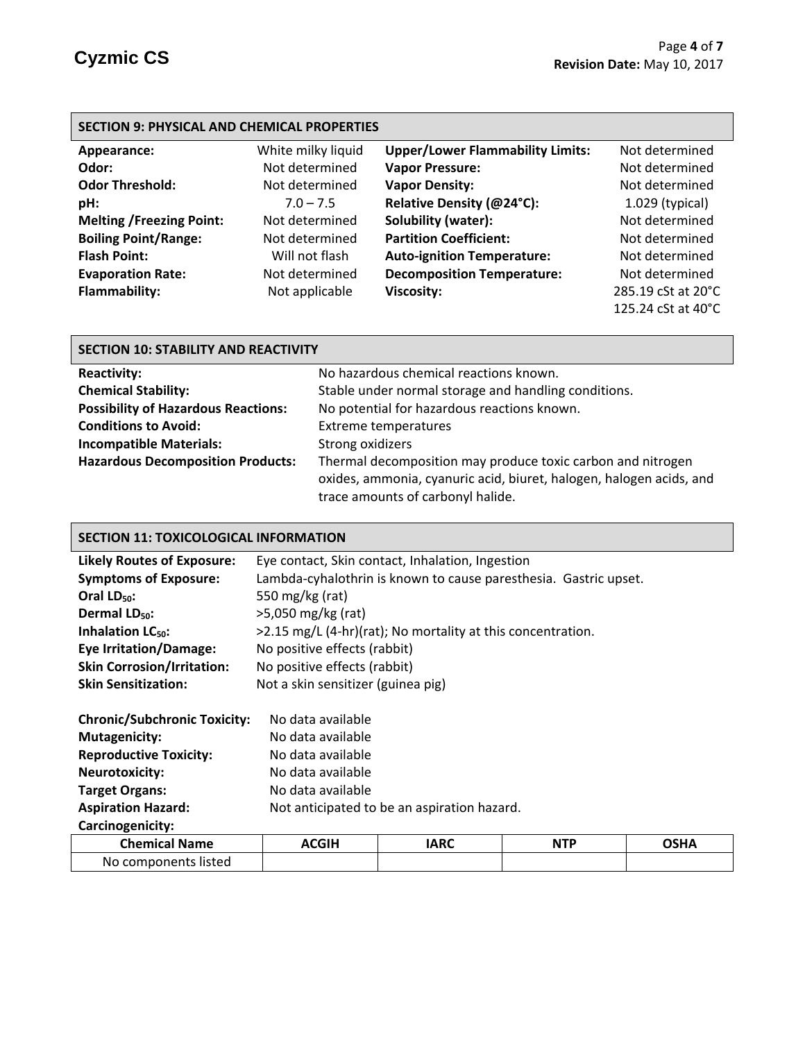## SECTION 9: PHYSICAL AND CHEMICAL PROPERTIES

| | | | |
|---|---|---|---|
| **Appearance:** | White milky liquid | **Upper/Lower Flammability Limits:** | Not determined |
| **Odor:** | Not determined | **Vapor Pressure:** | Not determined |
| **Odor Threshold:** | Not determined | **Vapor Density:** | Not determined |
| **pH:** | 7.0 – 7.5 | **Relative Density (@24°C):** | 1.029 (typical) |
| **Melting /Freezing Point:** | Not determined | **Solubility (water):** | Not determined |
| **Boiling Point/Range:** | Not determined | **Partition Coefficient:** | Not determined |
| **Flash Point:** | Will not flash | **Auto-ignition Temperature:** | Not determined |
| **Evaporation Rate:** | Not determined | **Decomposition Temperature:** | Not determined |
| **Flammability:** | Not applicable | **Viscosity:** | 285.19 cSt at 20°C<br>125.24 cSt at 40°C |

## SECTION 10: STABILITY AND REACTIVITY

**Reactivity:** No hazardous chemical reactions known.

**Chemical Stability:** Stable under normal storage and handling conditions.

**Possibility of Hazardous Reactions:** No potential for hazardous reactions known.

**Conditions to Avoid:** Extreme temperatures

**Incompatible Materials:** Strong oxidizers

**Hazardous Decomposition Products:** Thermal decomposition may produce toxic carbon and nitrogen oxides, ammonia, cyanuric acid, biuret, halogen, halogen acids, and trace amounts of carbonyl halide.

## SECTION 11: TOXICOLOGICAL INFORMATION

**Likely Routes of Exposure:** Eye contact, Skin contact, Inhalation, Ingestion

**Symptoms of Exposure:** Lambda-cyhalothrin is known to cause paresthesia. Gastric upset.

**Oral $LD_{50}$:** 550 mg/kg (rat)

**Dermal $LD_{50}$:** >5,050 mg/kg (rat)

**Inhalation $LC_{50}$:** >2.15 mg/L (4-hr)(rat); No mortality at this concentration.

**Eye Irritation/Damage:** No positive effects (rabbit)

**Skin Corrosion/Irritation:** No positive effects (rabbit)

**Skin Sensitization:** Not a skin sensitizer (guinea pig)

**Chronic/Subchronic Toxicity:** No data available

**Mutagenicity:** No data available

**Reproductive Toxicity:** No data available

**Neurotoxicity:** No data available

**Target Organs:** No data available

**Aspiration Hazard:** Not anticipated to be an aspiration hazard.

**Carcinogenicity:**

| Chemical Name | ACGIH | IARC | NTP | OSHA |
|---|---|---|---|---|
| No components listed | | | | |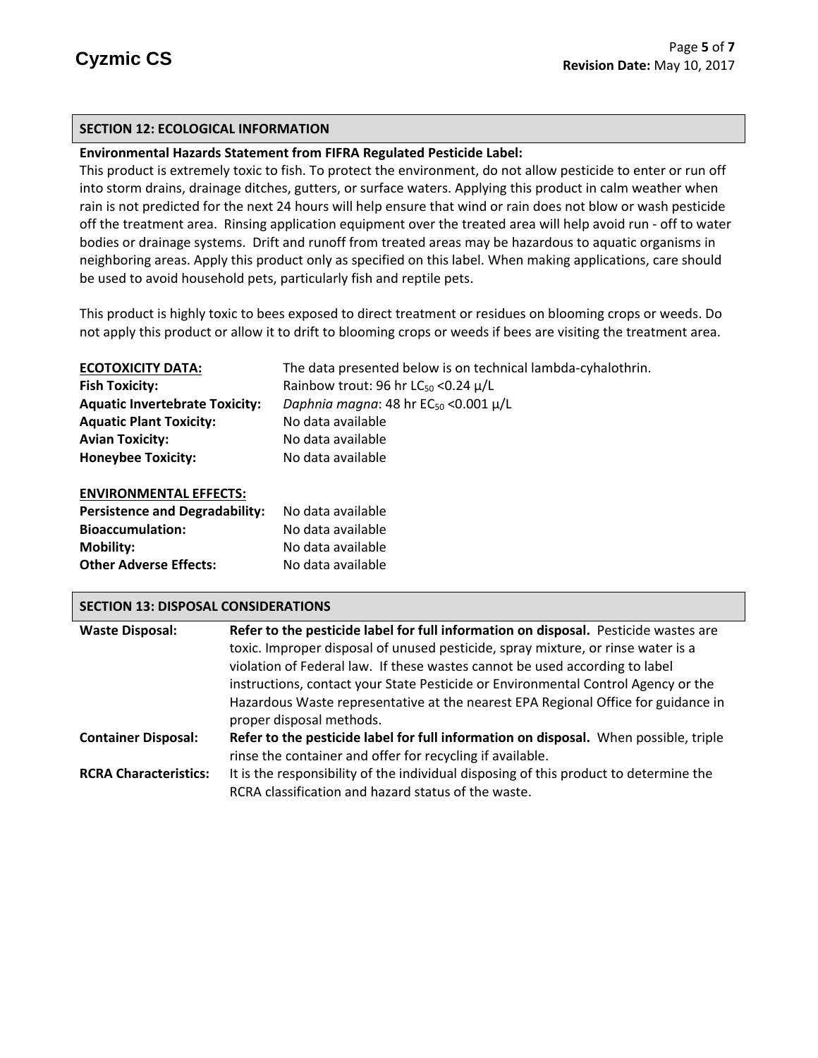## SECTION 12: ECOLOGICAL INFORMATION

**Environmental Hazards Statement from FIFRA Regulated Pesticide Label:**

This product is extremely toxic to fish. To protect the environment, do not allow pesticide to enter or run off into storm drains, drainage ditches, gutters, or surface waters. Applying this product in calm weather when rain is not predicted for the next 24 hours will help ensure that wind or rain does not blow or wash pesticide off the treatment area. Rinsing application equipment over the treated area will help avoid run - off to water bodies or drainage systems. Drift and runoff from treated areas may be hazardous to aquatic organisms in neighboring areas. Apply this product only as specified on this label. When making applications, care should be used to avoid household pets, particularly fish and reptile pets.

This product is highly toxic to bees exposed to direct treatment or residues on blooming crops or weeds. Do not apply this product or allow it to drift to blooming crops or weeds if bees are visiting the treatment area.

| **ECOTOXICITY DATA:** | The data presented below is on technical lambda-cyhalothrin. |
|---|---|
| **Fish Toxicity:** | Rainbow trout: 96 hr $LC_{50}$ <0.24 µ/L |
| **Aquatic Invertebrate Toxicity:** | *Daphnia magna*: 48 hr $EC_{50}$ <0.001 µ/L |
| **Aquatic Plant Toxicity:** | No data available |
| **Avian Toxicity:** | No data available |
| **Honeybee Toxicity:** | No data available |

| **ENVIRONMENTAL EFFECTS:** | |
|---|---|
| **Persistence and Degradability:** | No data available |
| **Bioaccumulation:** | No data available |
| **Mobility:** | No data available |
| **Other Adverse Effects:** | No data available |

## SECTION 13: DISPOSAL CONSIDERATIONS

| | |
|---|---|
| **Waste Disposal:** | **Refer to the pesticide label for full information on disposal.** Pesticide wastes are toxic. Improper disposal of unused pesticide, spray mixture, or rinse water is a violation of Federal law. If these wastes cannot be used according to label instructions, contact your State Pesticide or Environmental Control Agency or the Hazardous Waste representative at the nearest EPA Regional Office for guidance in proper disposal methods. |
| **Container Disposal:** | **Refer to the pesticide label for full information on disposal.** When possible, triple rinse the container and offer for recycling if available. |
| **RCRA Characteristics:** | It is the responsibility of the individual disposing of this product to determine the RCRA classification and hazard status of the waste. |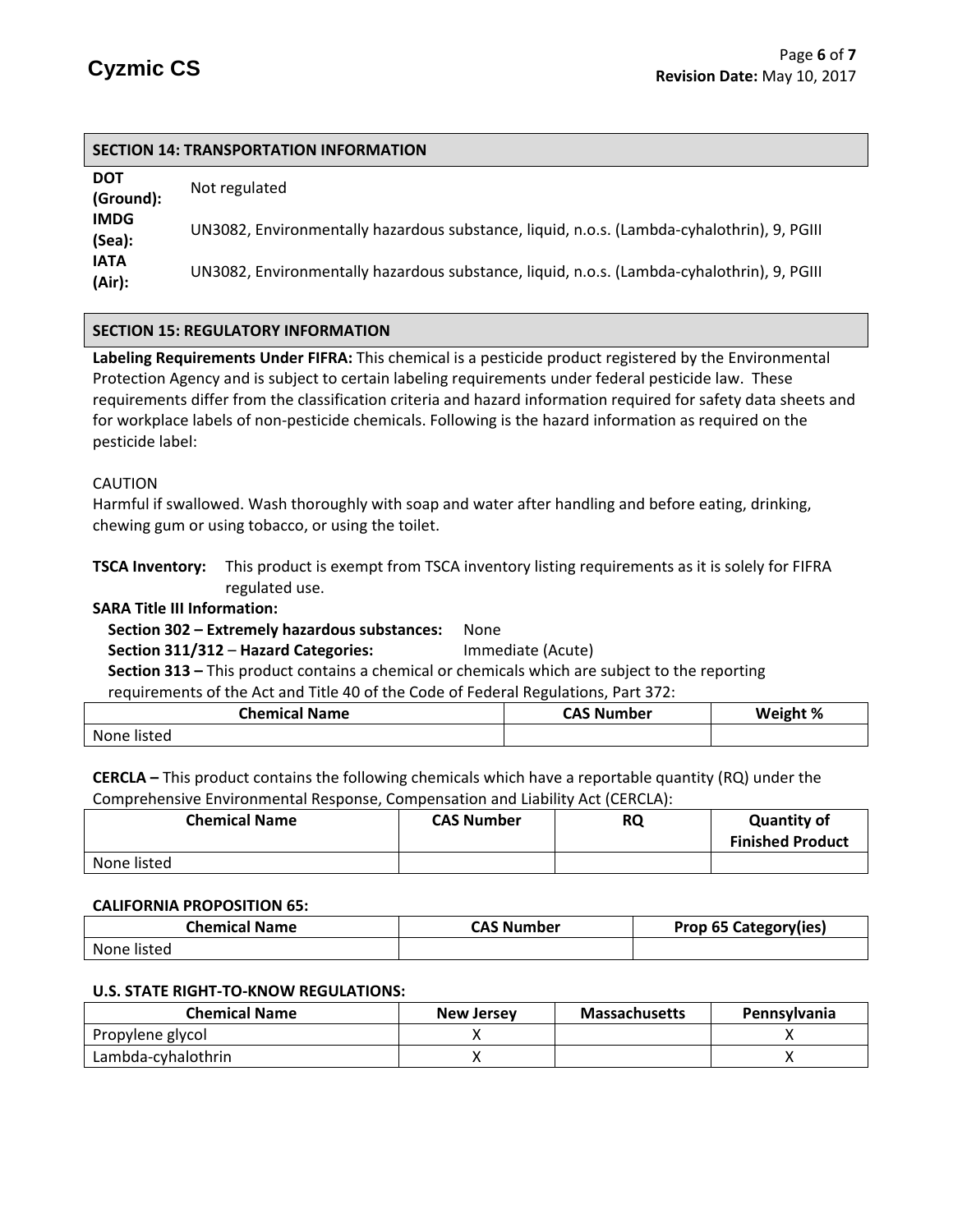## SECTION 14: TRANSPORTATION INFORMATION

**DOT (Ground):** Not regulated

**IMDG (Sea):** UN3082, Environmentally hazardous substance, liquid, n.o.s. (Lambda-cyhalothrin), 9, PGIII

**IATA (Air):** UN3082, Environmentally hazardous substance, liquid, n.o.s. (Lambda-cyhalothrin), 9, PGIII

## SECTION 15: REGULATORY INFORMATION

**Labeling Requirements Under FIFRA:** This chemical is a pesticide product registered by the Environmental Protection Agency and is subject to certain labeling requirements under federal pesticide law. These requirements differ from the classification criteria and hazard information required for safety data sheets and for workplace labels of non-pesticide chemicals. Following is the hazard information as required on the pesticide label:

CAUTION
Harmful if swallowed. Wash thoroughly with soap and water after handling and before eating, drinking, chewing gum or using tobacco, or using the toilet.

**TSCA Inventory:** This product is exempt from TSCA inventory listing requirements as it is solely for FIFRA regulated use.

**SARA Title III Information:**

**Section 302 – Extremely hazardous substances:** None

**Section 311/312 – Hazard Categories:** Immediate (Acute)

**Section 313 –** This product contains a chemical or chemicals which are subject to the reporting requirements of the Act and Title 40 of the Code of Federal Regulations, Part 372:

| Chemical Name | CAS Number | Weight % |
|---|---|---|
| None listed | | |

**CERCLA –** This product contains the following chemicals which have a reportable quantity (RQ) under the Comprehensive Environmental Response, Compensation and Liability Act (CERCLA):

| Chemical Name | CAS Number | RQ | Quantity of Finished Product |
|---|---|---|---|
| None listed | | | |

**CALIFORNIA PROPOSITION 65:**

| Chemical Name | CAS Number | Prop 65 Category(ies) |
|---|---|---|
| None listed | | |

**U.S. STATE RIGHT-TO-KNOW REGULATIONS:**

| Chemical Name | New Jersey | Massachusetts | Pennsylvania |
|---|---|---|---|
| Propylene glycol | X | | X |
| Lambda-cyhalothrin | X | | X |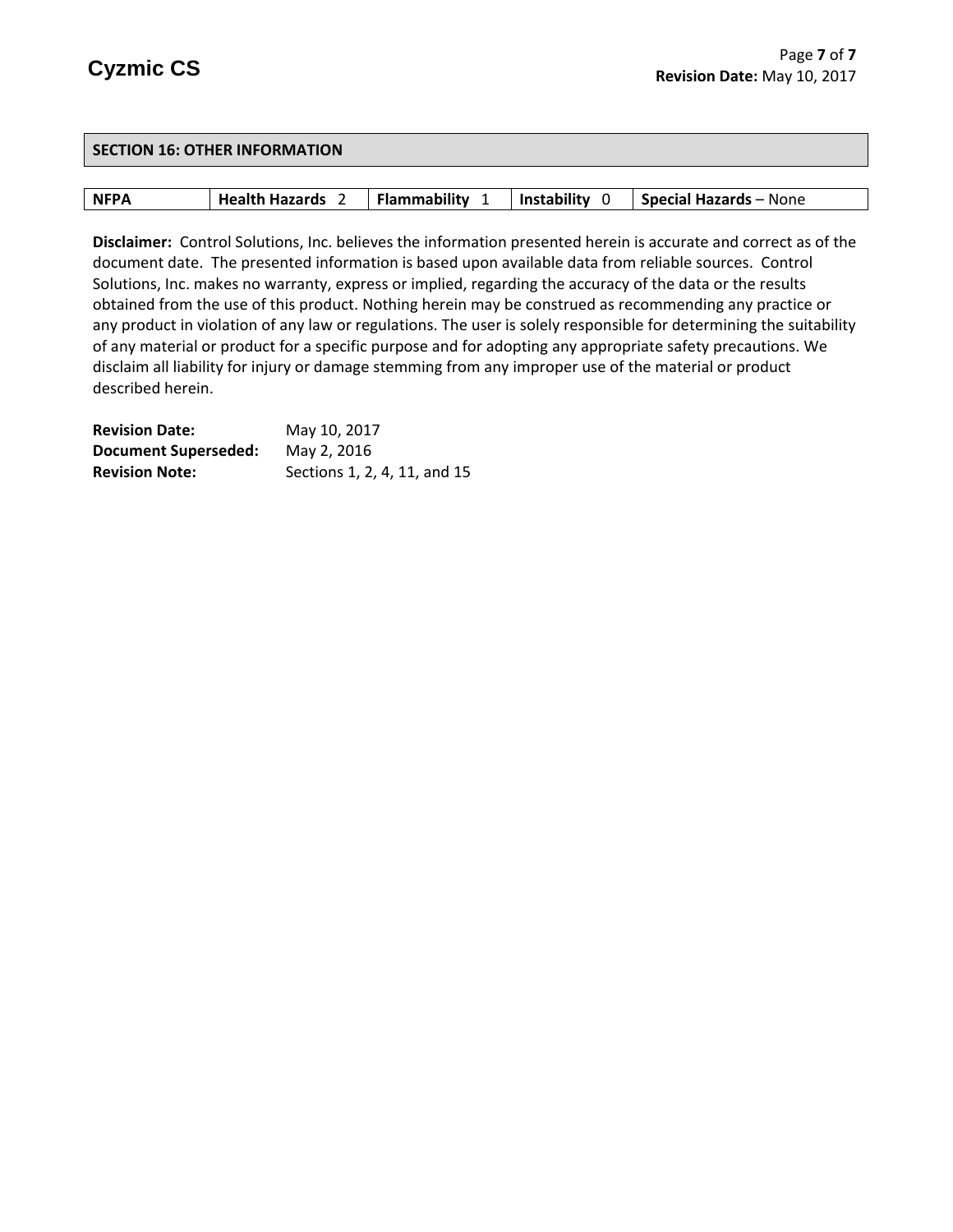## SECTION 16: OTHER INFORMATION

| | | | | |
|---|---|---|---|---|
| **NFPA** | **Health Hazards** 2 | **Flammability** 1 | **Instability** 0 | **Special Hazards** – None |

**Disclaimer:** Control Solutions, Inc. believes the information presented herein is accurate and correct as of the document date. The presented information is based upon available data from reliable sources. Control Solutions, Inc. makes no warranty, express or implied, regarding the accuracy of the data or the results obtained from the use of this product. Nothing herein may be construed as recommending any practice or any product in violation of any law or regulations. The user is solely responsible for determining the suitability of any material or product for a specific purpose and for adopting any appropriate safety precautions. We disclaim all liability for injury or damage stemming from any improper use of the material or product described herein.

**Revision Date:** May 10, 2017
**Document Superseded:** May 2, 2016
**Revision Note:** Sections 1, 2, 4, 11, and 15